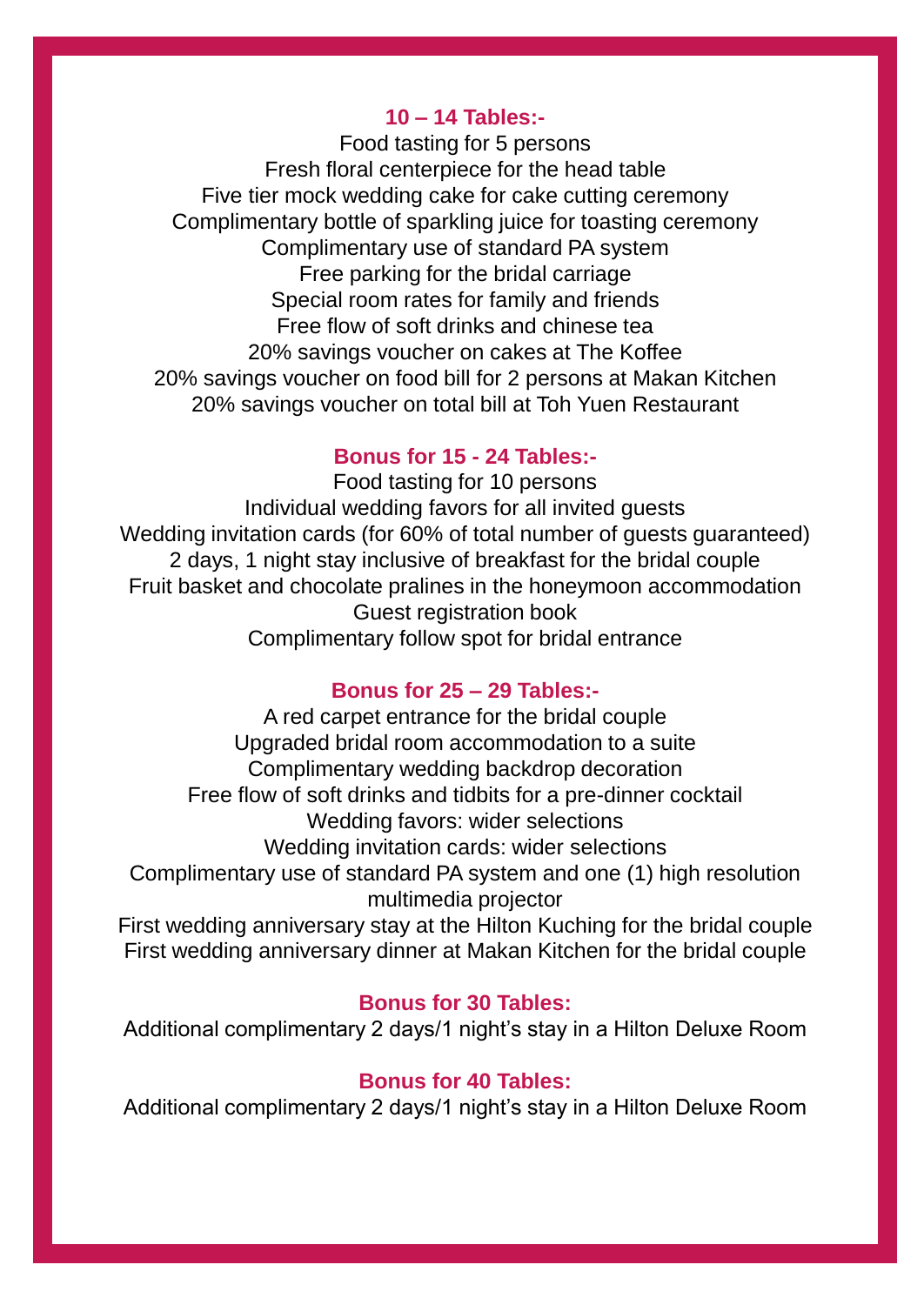**10 – 14 Tables:-**

Food tasting for 5 persons
Fresh floral centerpiece for the head table
Five tier mock wedding cake for cake cutting ceremony
Complimentary bottle of sparkling juice for toasting ceremony
Complimentary use of standard PA system
Free parking for the bridal carriage
Special room rates for family and friends
Free flow of soft drinks and chinese tea
20% savings voucher on cakes at The Koffee
20% savings voucher on food bill for 2 persons at Makan Kitchen
20% savings voucher on total bill at Toh Yuen Restaurant

**Bonus for 15 - 24 Tables:-**

Food tasting for 10 persons
Individual wedding favors for all invited guests
Wedding invitation cards (for 60% of total number of guests guaranteed)
2 days, 1 night stay inclusive of breakfast for the bridal couple
Fruit basket and chocolate pralines in the honeymoon accommodation
Guest registration book
Complimentary follow spot for bridal entrance

**Bonus for 25 – 29 Tables:-**

A red carpet entrance for the bridal couple
Upgraded bridal room accommodation to a suite
Complimentary wedding backdrop decoration
Free flow of soft drinks and tidbits for a pre-dinner cocktail
Wedding favors: wider selections
Wedding invitation cards: wider selections
Complimentary use of standard PA system and one (1) high resolution multimedia projector
First wedding anniversary stay at the Hilton Kuching for the bridal couple
First wedding anniversary dinner at Makan Kitchen for the bridal couple

**Bonus for 30 Tables:**

Additional complimentary 2 days/1 night's stay in a Hilton Deluxe Room

**Bonus for 40 Tables:**

Additional complimentary 2 days/1 night's stay in a Hilton Deluxe Room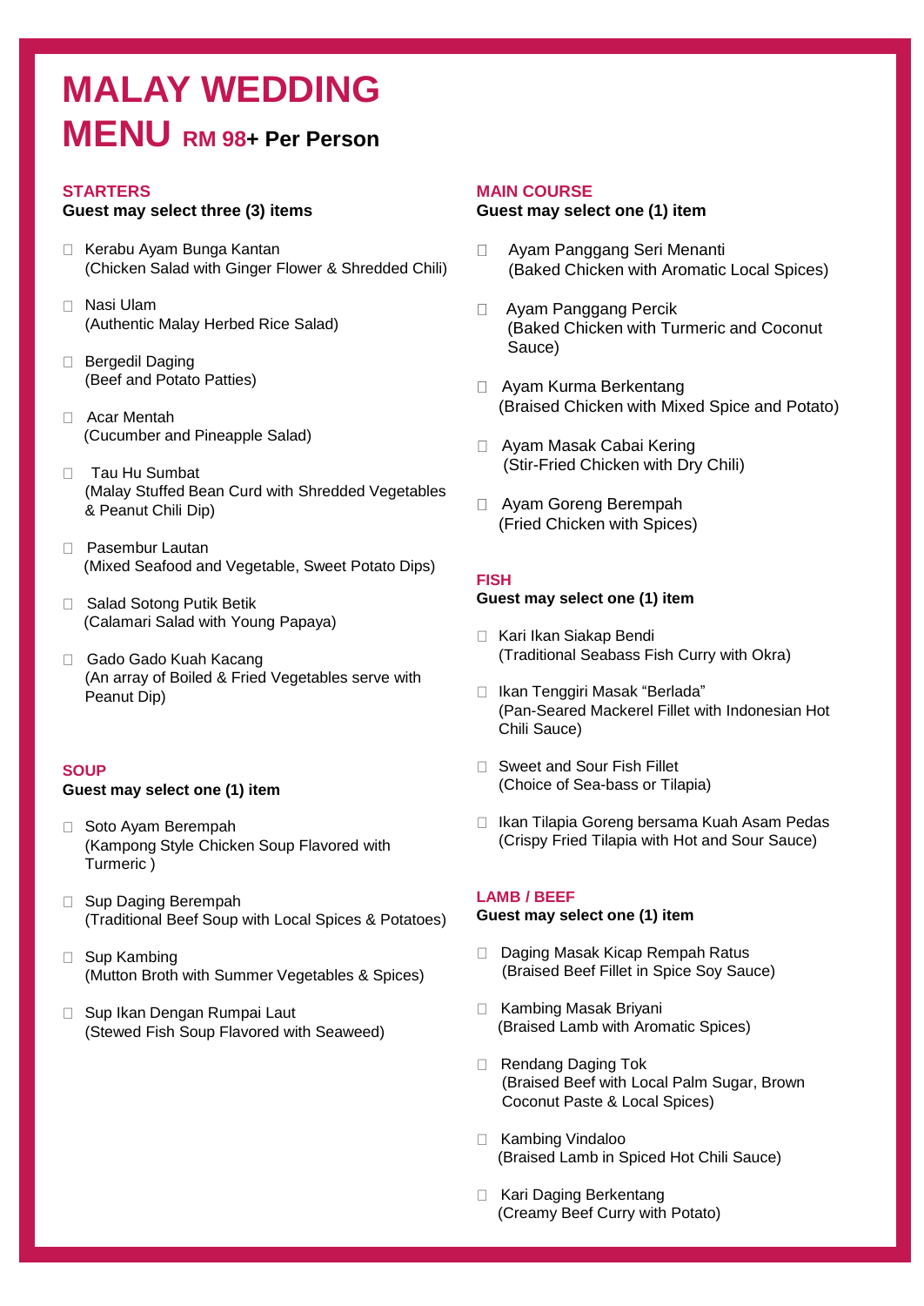# MALAY WEDDING MENU RM 98+ Per Person

## STARTERS

**Guest may select three (3) items**

- Kerabu Ayam Bunga Kantan
  (Chicken Salad with Ginger Flower & Shredded Chili)
- Nasi Ulam
  (Authentic Malay Herbed Rice Salad)
- Bergedil Daging
  (Beef and Potato Patties)
- Acar Mentah
  (Cucumber and Pineapple Salad)
- Tau Hu Sumbat
  (Malay Stuffed Bean Curd with Shredded Vegetables & Peanut Chili Dip)
- Pasembur Lautan
  (Mixed Seafood and Vegetable, Sweet Potato Dips)
- Salad Sotong Putik Betik
  (Calamari Salad with Young Papaya)
- Gado Gado Kuah Kacang
  (An array of Boiled & Fried Vegetables serve with Peanut Dip)

## SOUP

**Guest may select one (1) item**

- Soto Ayam Berempah
  (Kampong Style Chicken Soup Flavored with Turmeric )
- Sup Daging Berempah
  (Traditional Beef Soup with Local Spices & Potatoes)
- Sup Kambing
  (Mutton Broth with Summer Vegetables & Spices)
- Sup Ikan Dengan Rumpai Laut
  (Stewed Fish Soup Flavored with Seaweed)

## MAIN COURSE

**Guest may select one (1) item**

- Ayam Panggang Seri Menanti
  (Baked Chicken with Aromatic Local Spices)
- Ayam Panggang Percik
  (Baked Chicken with Turmeric and Coconut Sauce)
- Ayam Kurma Berkentang
  (Braised Chicken with Mixed Spice and Potato)
- Ayam Masak Cabai Kering
  (Stir-Fried Chicken with Dry Chili)
- Ayam Goreng Berempah
  (Fried Chicken with Spices)

## FISH

**Guest may select one (1) item**

- Kari Ikan Siakap Bendi
  (Traditional Seabass Fish Curry with Okra)
- Ikan Tenggiri Masak "Berlada"
  (Pan-Seared Mackerel Fillet with Indonesian Hot Chili Sauce)
- Sweet and Sour Fish Fillet
  (Choice of Sea-bass or Tilapia)
- Ikan Tilapia Goreng bersama Kuah Asam Pedas
  (Crispy Fried Tilapia with Hot and Sour Sauce)

## LAMB / BEEF

**Guest may select one (1) item**

- Daging Masak Kicap Rempah Ratus
  (Braised Beef Fillet in Spice Soy Sauce)
- Kambing Masak Briyani
  (Braised Lamb with Aromatic Spices)
- Rendang Daging Tok
  (Braised Beef with Local Palm Sugar, Brown Coconut Paste & Local Spices)
- Kambing Vindaloo
  (Braised Lamb in Spiced Hot Chili Sauce)
- Kari Daging Berkentang
  (Creamy Beef Curry with Potato)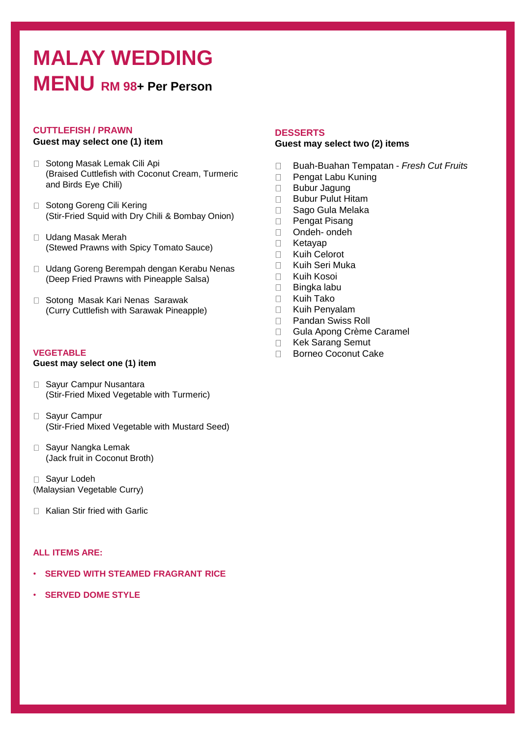# MALAY WEDDING MENU RM 98+ Per Person

### CUTTLEFISH / PRAWN

**Guest may select one (1) item**

- Sotong Masak Lemak Cili Api
  (Braised Cuttlefish with Coconut Cream, Turmeric and Birds Eye Chili)
- Sotong Goreng Cili Kering
  (Stir-Fried Squid with Dry Chili & Bombay Onion)
- Udang Masak Merah
  (Stewed Prawns with Spicy Tomato Sauce)
- Udang Goreng Berempah dengan Kerabu Nenas
  (Deep Fried Prawns with Pineapple Salsa)
- Sotong Masak Kari Nenas Sarawak
  (Curry Cuttlefish with Sarawak Pineapple)

### VEGETABLE

**Guest may select one (1) item**

- Sayur Campur Nusantara
  (Stir-Fried Mixed Vegetable with Turmeric)
- Sayur Campur
  (Stir-Fried Mixed Vegetable with Mustard Seed)
- Sayur Nangka Lemak
  (Jack fruit in Coconut Broth)
- Sayur Lodeh
  (Malaysian Vegetable Curry)
- Kalian Stir fried with Garlic

### ALL ITEMS ARE:

- **SERVED WITH STEAMED FRAGRANT RICE**
- **SERVED DOME STYLE**

### DESSERTS

**Guest may select two (2) items**

- Buah-Buahan Tempatan - *Fresh Cut Fruits*
- Pengat Labu Kuning
- Bubur Jagung
- Bubur Pulut Hitam
- Sago Gula Melaka
- Pengat Pisang
- Ondeh- ondeh
- Ketayap
- Kuih Celorot
- Kuih Seri Muka
- Kuih Kosoi
- Bingka labu
- Kuih Tako
- Kuih Penyalam
- Pandan Swiss Roll
- Gula Apong Crème Caramel
- Kek Sarang Semut
- Borneo Coconut Cake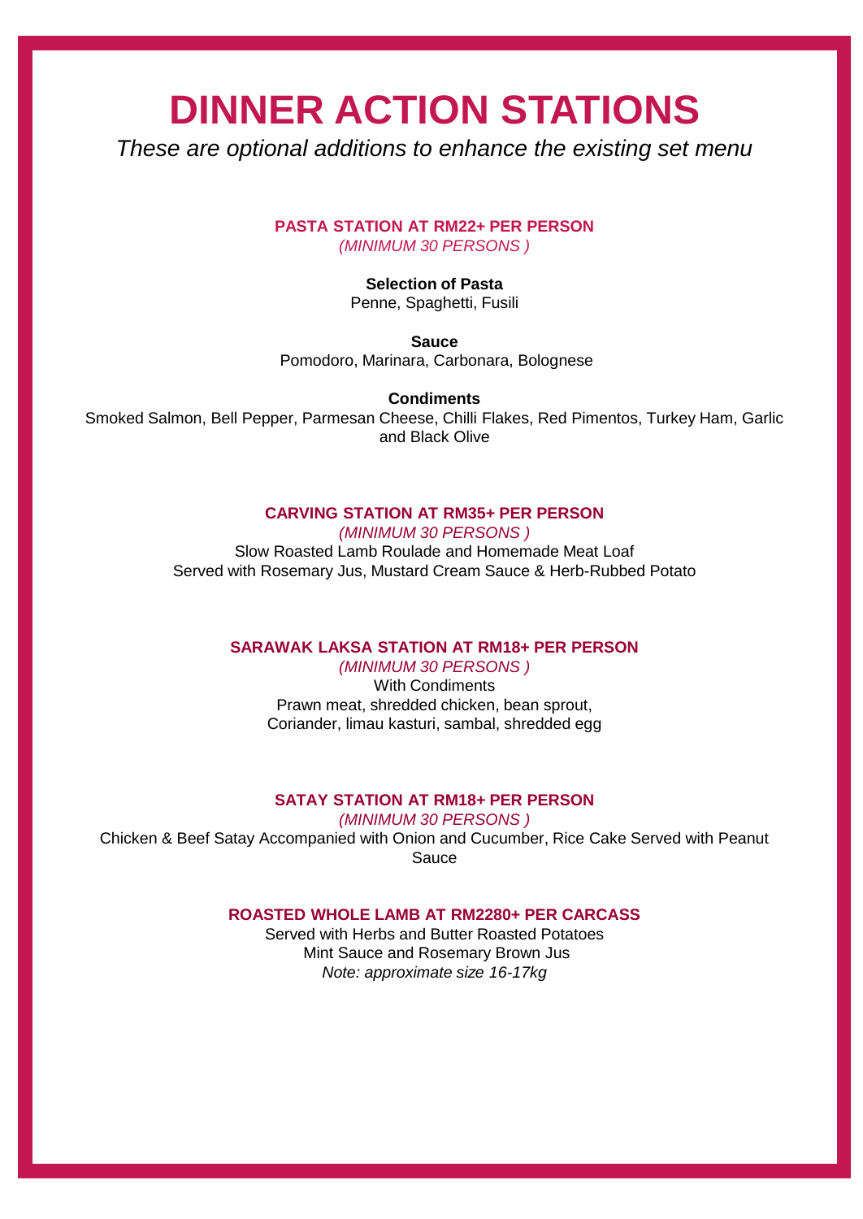# DINNER ACTION STATIONS

*These are optional additions to enhance the existing set menu*

### PASTA STATION AT RM22+ PER PERSON

*(MINIMUM 30 PERSONS )*

**Selection of Pasta**
Penne, Spaghetti, Fusili

**Sauce**
Pomodoro, Marinara, Carbonara, Bolognese

**Condiments**
Smoked Salmon, Bell Pepper, Parmesan Cheese, Chilli Flakes, Red Pimentos, Turkey Ham, Garlic and Black Olive

### CARVING STATION AT RM35+ PER PERSON

*(MINIMUM 30 PERSONS )*

Slow Roasted Lamb Roulade and Homemade Meat Loaf
Served with Rosemary Jus, Mustard Cream Sauce & Herb-Rubbed Potato

### SARAWAK LAKSA STATION AT RM18+ PER PERSON

*(MINIMUM 30 PERSONS )*

With Condiments
Prawn meat, shredded chicken, bean sprout,
Coriander, limau kasturi, sambal, shredded egg

### SATAY STATION AT RM18+ PER PERSON

*(MINIMUM 30 PERSONS )*

Chicken & Beef Satay Accompanied with Onion and Cucumber, Rice Cake Served with Peanut Sauce

### ROASTED WHOLE LAMB AT RM2280+ PER CARCASS

Served with Herbs and Butter Roasted Potatoes
Mint Sauce and Rosemary Brown Jus
*Note: approximate size 16-17kg*